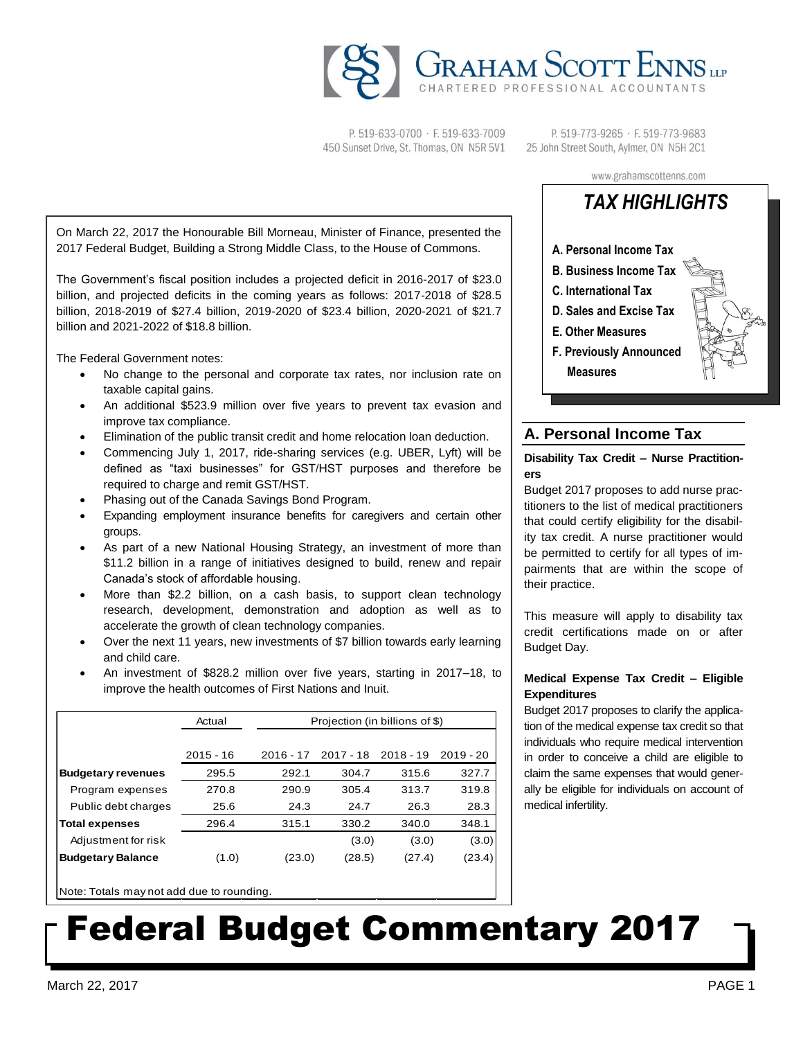# Graham Scott Enns LLP

CHARTERED PROFESSIONAL ACCOUNTANTS

P. 519-633-0700 · F. 519-633-7009
450 Sunset Drive, St. Thomas, ON N5R 5V1

P. 519-773-9265 · F. 519-773-9683
25 John Street South, Aylmer, ON N5H 2C1

www.grahamscottenns.com

# Federal Budget Commentary 2017

March 22, 2017

On March 22, 2017 the Honourable Bill Morneau, Minister of Finance, presented the 2017 Federal Budget, Building a Strong Middle Class, to the House of Commons.

The Government's fiscal position includes a projected deficit in 2016-2017 of $23.0 billion, and projected deficits in the coming years as follows: 2017-2018 of $28.5 billion, 2018-2019 of $27.4 billion, 2019-2020 of $23.4 billion, 2020-2021 of $21.7 billion and 2021-2022 of $18.8 billion.

The Federal Government notes:

- No change to the personal and corporate tax rates, nor inclusion rate on taxable capital gains.
- An additional $523.9 million over five years to prevent tax evasion and improve tax compliance.
- Elimination of the public transit credit and home relocation loan deduction.
- Commencing July 1, 2017, ride-sharing services (e.g. UBER, Lyft) will be defined as "taxi businesses" for GST/HST purposes and therefore be required to charge and remit GST/HST.
- Phasing out of the Canada Savings Bond Program.
- Expanding employment insurance benefits for caregivers and certain other groups.
- As part of a new National Housing Strategy, an investment of more than $11.2 billion in a range of initiatives designed to build, renew and repair Canada's stock of affordable housing.
- More than $2.2 billion, on a cash basis, to support clean technology research, development, demonstration and adoption as well as to accelerate the growth of clean technology companies.
- Over the next 11 years, new investments of $7 billion towards early learning and child care.
- An investment of $828.2 million over five years, starting in 2017–18, to improve the health outcomes of First Nations and Inuit.

| | Actual | Projection (in billions of $) | | | |
|---|---|---|---|---|---|
| | 2015 - 16 | 2016 - 17 | 2017 - 18 | 2018 - 19 | 2019 - 20 |
| **Budgetary revenues** | 295.5 | 292.1 | 304.7 | 315.6 | 327.7 |
| Program expenses | 270.8 | 290.9 | 305.4 | 313.7 | 319.8 |
| Public debt charges | 25.6 | 24.3 | 24.7 | 26.3 | 28.3 |
| **Total expenses** | 296.4 | 315.1 | 330.2 | 340.0 | 348.1 |
| Adjustment for risk | | | (3.0) | (3.0) | (3.0) |
| **Budgetary Balance** | (1.0) | (23.0) | (28.5) | (27.4) | (23.4) |

Note: Totals may not add due to rounding.

## *TAX HIGHLIGHTS*

- **A. Personal Income Tax**
- **B. Business Income Tax**
- **C. International Tax**
- **D. Sales and Excise Tax**
- **E. Other Measures**
- **F. Previously Announced Measures**

## A. Personal Income Tax

### Disability Tax Credit – Nurse Practitioners

Budget 2017 proposes to add nurse practitioners to the list of medical practitioners that could certify eligibility for the disability tax credit. A nurse practitioner would be permitted to certify for all types of impairments that are within the scope of their practice.

This measure will apply to disability tax credit certifications made on or after Budget Day.

### Medical Expense Tax Credit – Eligible Expenditures

Budget 2017 proposes to clarify the application of the medical expense tax credit so that individuals who require medical intervention in order to conceive a child are eligible to claim the same expenses that would generally be eligible for individuals on account of medical infertility.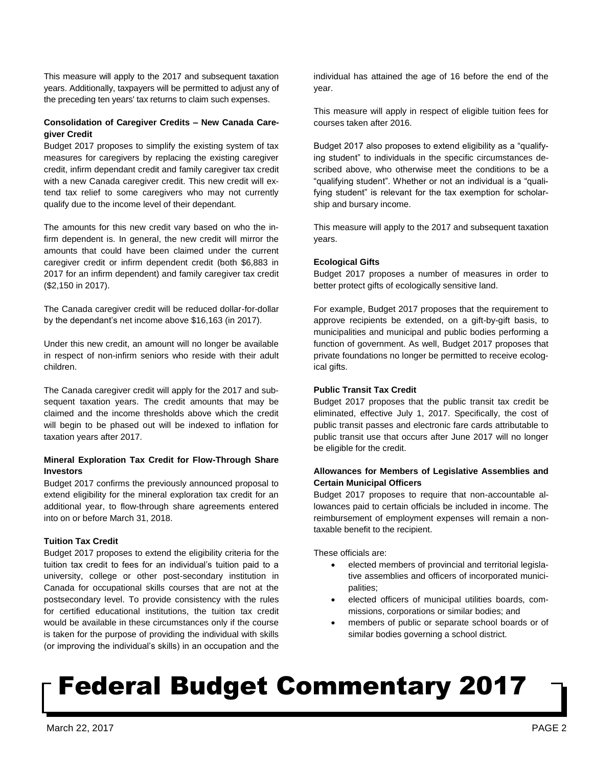This measure will apply to the 2017 and subsequent taxation years. Additionally, taxpayers will be permitted to adjust any of the preceding ten years' tax returns to claim such expenses.

**Consolidation of Caregiver Credits – New Canada Caregiver Credit**

Budget 2017 proposes to simplify the existing system of tax measures for caregivers by replacing the existing caregiver credit, infirm dependant credit and family caregiver tax credit with a new Canada caregiver credit. This new credit will extend tax relief to some caregivers who may not currently qualify due to the income level of their dependant.

The amounts for this new credit vary based on who the infirm dependent is. In general, the new credit will mirror the amounts that could have been claimed under the current caregiver credit or infirm dependent credit (both $6,883 in 2017 for an infirm dependent) and family caregiver tax credit ($2,150 in 2017).

The Canada caregiver credit will be reduced dollar-for-dollar by the dependant's net income above $16,163 (in 2017).

Under this new credit, an amount will no longer be available in respect of non-infirm seniors who reside with their adult children.

The Canada caregiver credit will apply for the 2017 and subsequent taxation years. The credit amounts that may be claimed and the income thresholds above which the credit will begin to be phased out will be indexed to inflation for taxation years after 2017.

**Mineral Exploration Tax Credit for Flow-Through Share Investors**

Budget 2017 confirms the previously announced proposal to extend eligibility for the mineral exploration tax credit for an additional year, to flow-through share agreements entered into on or before March 31, 2018.

**Tuition Tax Credit**

Budget 2017 proposes to extend the eligibility criteria for the tuition tax credit to fees for an individual's tuition paid to a university, college or other post-secondary institution in Canada for occupational skills courses that are not at the postsecondary level. To provide consistency with the rules for certified educational institutions, the tuition tax credit would be available in these circumstances only if the course is taken for the purpose of providing the individual with skills (or improving the individual's skills) in an occupation and the individual has attained the age of 16 before the end of the year.

This measure will apply in respect of eligible tuition fees for courses taken after 2016.

Budget 2017 also proposes to extend eligibility as a "qualifying student" to individuals in the specific circumstances described above, who otherwise meet the conditions to be a "qualifying student". Whether or not an individual is a "qualifying student" is relevant for the tax exemption for scholarship and bursary income.

This measure will apply to the 2017 and subsequent taxation years.

**Ecological Gifts**

Budget 2017 proposes a number of measures in order to better protect gifts of ecologically sensitive land.

For example, Budget 2017 proposes that the requirement to approve recipients be extended, on a gift-by-gift basis, to municipalities and municipal and public bodies performing a function of government. As well, Budget 2017 proposes that private foundations no longer be permitted to receive ecological gifts.

**Public Transit Tax Credit**

Budget 2017 proposes that the public transit tax credit be eliminated, effective July 1, 2017. Specifically, the cost of public transit passes and electronic fare cards attributable to public transit use that occurs after June 2017 will no longer be eligible for the credit.

**Allowances for Members of Legislative Assemblies and Certain Municipal Officers**

Budget 2017 proposes to require that non-accountable allowances paid to certain officials be included in income. The reimbursement of employment expenses will remain a non-taxable benefit to the recipient.

These officials are:

- elected members of provincial and territorial legislative assemblies and officers of incorporated municipalities;
- elected officers of municipal utilities boards, commissions, corporations or similar bodies; and
- members of public or separate school boards or of similar bodies governing a school district.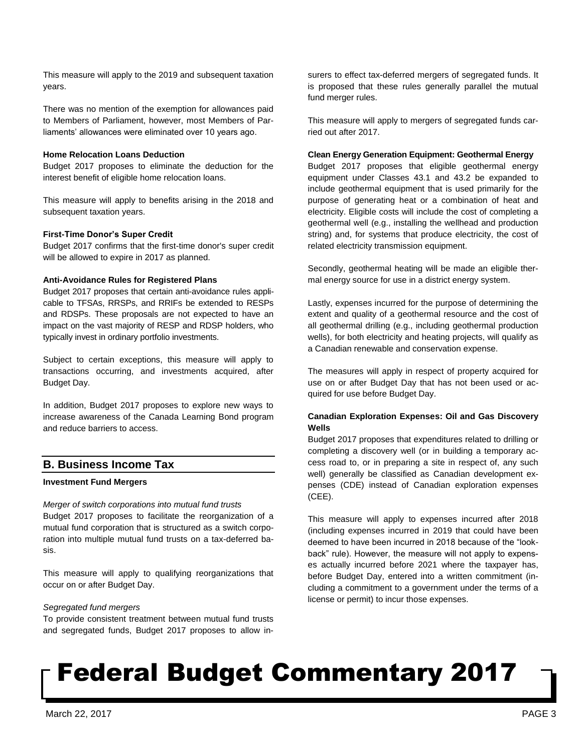This measure will apply to the 2019 and subsequent taxation years.

There was no mention of the exemption for allowances paid to Members of Parliament, however, most Members of Parliaments' allowances were eliminated over 10 years ago.

**Home Relocation Loans Deduction**

Budget 2017 proposes to eliminate the deduction for the interest benefit of eligible home relocation loans.

This measure will apply to benefits arising in the 2018 and subsequent taxation years.

**First-Time Donor's Super Credit**

Budget 2017 confirms that the first-time donor's super credit will be allowed to expire in 2017 as planned.

**Anti-Avoidance Rules for Registered Plans**

Budget 2017 proposes that certain anti-avoidance rules applicable to TFSAs, RRSPs, and RRIFs be extended to RESPs and RDSPs. These proposals are not expected to have an impact on the vast majority of RESP and RDSP holders, who typically invest in ordinary portfolio investments.

Subject to certain exceptions, this measure will apply to transactions occurring, and investments acquired, after Budget Day.

In addition, Budget 2017 proposes to explore new ways to increase awareness of the Canada Learning Bond program and reduce barriers to access.

## B. Business Income Tax

**Investment Fund Mergers**

*Merger of switch corporations into mutual fund trusts*

Budget 2017 proposes to facilitate the reorganization of a mutual fund corporation that is structured as a switch corporation into multiple mutual fund trusts on a tax-deferred basis.

This measure will apply to qualifying reorganizations that occur on or after Budget Day.

*Segregated fund mergers*

To provide consistent treatment between mutual fund trusts and segregated funds, Budget 2017 proposes to allow insurers to effect tax-deferred mergers of segregated funds. It is proposed that these rules generally parallel the mutual fund merger rules.

This measure will apply to mergers of segregated funds carried out after 2017.

**Clean Energy Generation Equipment: Geothermal Energy**

Budget 2017 proposes that eligible geothermal energy equipment under Classes 43.1 and 43.2 be expanded to include geothermal equipment that is used primarily for the purpose of generating heat or a combination of heat and electricity. Eligible costs will include the cost of completing a geothermal well (e.g., installing the wellhead and production string) and, for systems that produce electricity, the cost of related electricity transmission equipment.

Secondly, geothermal heating will be made an eligible thermal energy source for use in a district energy system.

Lastly, expenses incurred for the purpose of determining the extent and quality of a geothermal resource and the cost of all geothermal drilling (e.g., including geothermal production wells), for both electricity and heating projects, will qualify as a Canadian renewable and conservation expense.

The measures will apply in respect of property acquired for use on or after Budget Day that has not been used or acquired for use before Budget Day.

**Canadian Exploration Expenses: Oil and Gas Discovery Wells**

Budget 2017 proposes that expenditures related to drilling or completing a discovery well (or in building a temporary access road to, or in preparing a site in respect of, any such well) generally be classified as Canadian development expenses (CDE) instead of Canadian exploration expenses (CEE).

This measure will apply to expenses incurred after 2018 (including expenses incurred in 2019 that could have been deemed to have been incurred in 2018 because of the "look-back" rule). However, the measure will not apply to expenses actually incurred before 2021 where the taxpayer has, before Budget Day, entered into a written commitment (including a commitment to a government under the terms of a license or permit) to incur those expenses.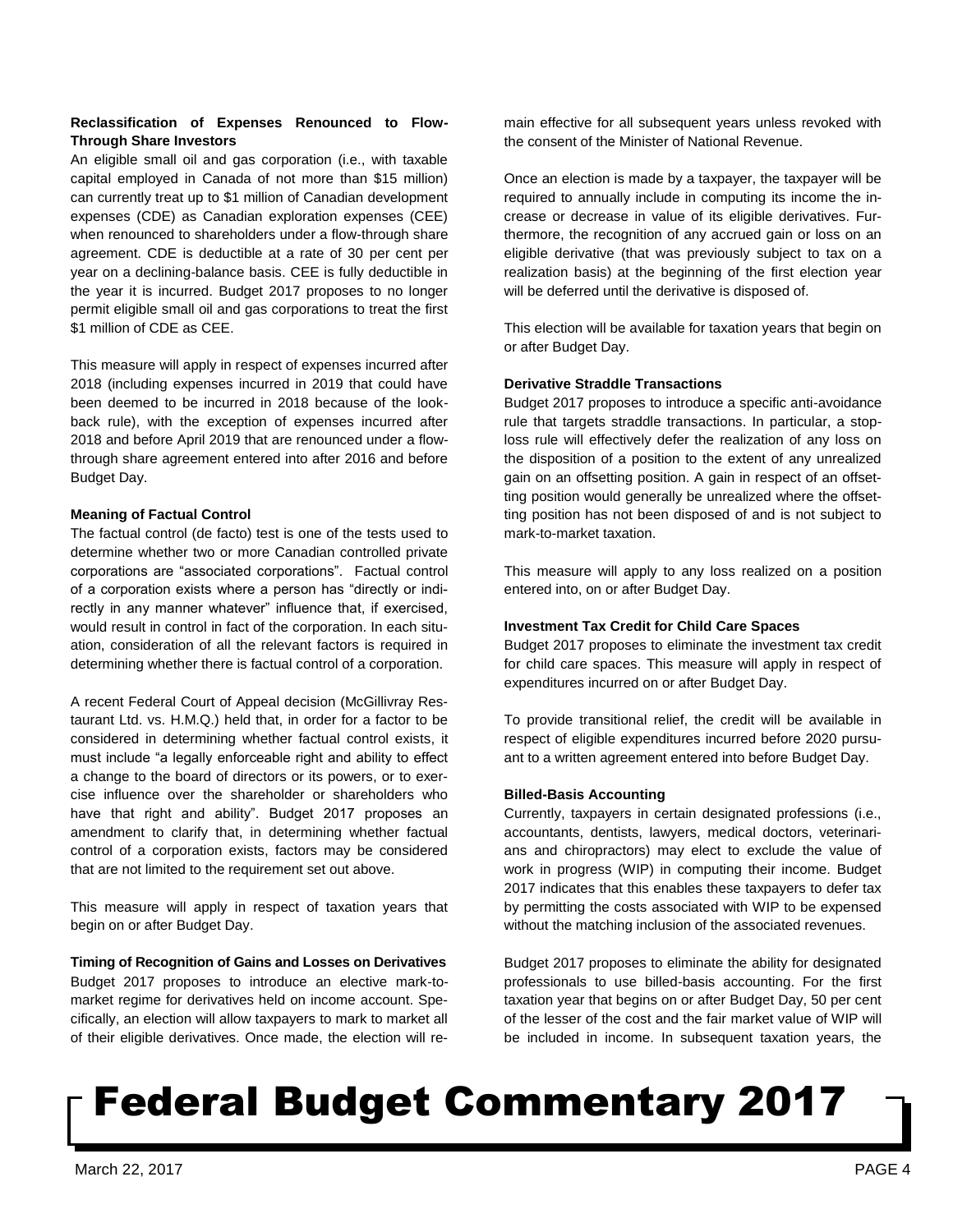#### Reclassification of Expenses Renounced to Flow-Through Share Investors

An eligible small oil and gas corporation (i.e., with taxable capital employed in Canada of not more than $15 million) can currently treat up to $1 million of Canadian development expenses (CDE) as Canadian exploration expenses (CEE) when renounced to shareholders under a flow-through share agreement. CDE is deductible at a rate of 30 per cent per year on a declining-balance basis. CEE is fully deductible in the year it is incurred. Budget 2017 proposes to no longer permit eligible small oil and gas corporations to treat the first $1 million of CDE as CEE.

This measure will apply in respect of expenses incurred after 2018 (including expenses incurred in 2019 that could have been deemed to be incurred in 2018 because of the look-back rule), with the exception of expenses incurred after 2018 and before April 2019 that are renounced under a flow-through share agreement entered into after 2016 and before Budget Day.

#### Meaning of Factual Control

The factual control (de facto) test is one of the tests used to determine whether two or more Canadian controlled private corporations are "associated corporations". Factual control of a corporation exists where a person has "directly or indirectly in any manner whatever" influence that, if exercised, would result in control in fact of the corporation. In each situation, consideration of all the relevant factors is required in determining whether there is factual control of a corporation.

A recent Federal Court of Appeal decision (McGillivray Restaurant Ltd. vs. H.M.Q.) held that, in order for a factor to be considered in determining whether factual control exists, it must include "a legally enforceable right and ability to effect a change to the board of directors or its powers, or to exercise influence over the shareholder or shareholders who have that right and ability". Budget 2017 proposes an amendment to clarify that, in determining whether factual control of a corporation exists, factors may be considered that are not limited to the requirement set out above.

This measure will apply in respect of taxation years that begin on or after Budget Day.

#### Timing of Recognition of Gains and Losses on Derivatives

Budget 2017 proposes to introduce an elective mark-to-market regime for derivatives held on income account. Specifically, an election will allow taxpayers to mark to market all of their eligible derivatives. Once made, the election will remain effective for all subsequent years unless revoked with the consent of the Minister of National Revenue.

Once an election is made by a taxpayer, the taxpayer will be required to annually include in computing its income the increase or decrease in value of its eligible derivatives. Furthermore, the recognition of any accrued gain or loss on an eligible derivative (that was previously subject to tax on a realization basis) at the beginning of the first election year will be deferred until the derivative is disposed of.

This election will be available for taxation years that begin on or after Budget Day.

#### Derivative Straddle Transactions

Budget 2017 proposes to introduce a specific anti-avoidance rule that targets straddle transactions. In particular, a stop-loss rule will effectively defer the realization of any loss on the disposition of a position to the extent of any unrealized gain on an offsetting position. A gain in respect of an offsetting position would generally be unrealized where the offsetting position has not been disposed of and is not subject to mark-to-market taxation.

This measure will apply to any loss realized on a position entered into, on or after Budget Day.

#### Investment Tax Credit for Child Care Spaces

Budget 2017 proposes to eliminate the investment tax credit for child care spaces. This measure will apply in respect of expenditures incurred on or after Budget Day.

To provide transitional relief, the credit will be available in respect of eligible expenditures incurred before 2020 pursuant to a written agreement entered into before Budget Day.

#### Billed-Basis Accounting

Currently, taxpayers in certain designated professions (i.e., accountants, dentists, lawyers, medical doctors, veterinarians and chiropractors) may elect to exclude the value of work in progress (WIP) in computing their income. Budget 2017 indicates that this enables these taxpayers to defer tax by permitting the costs associated with WIP to be expensed without the matching inclusion of the associated revenues.

Budget 2017 proposes to eliminate the ability for designated professionals to use billed-basis accounting. For the first taxation year that begins on or after Budget Day, 50 per cent of the lesser of the cost and the fair market value of WIP will be included in income. In subsequent taxation years, the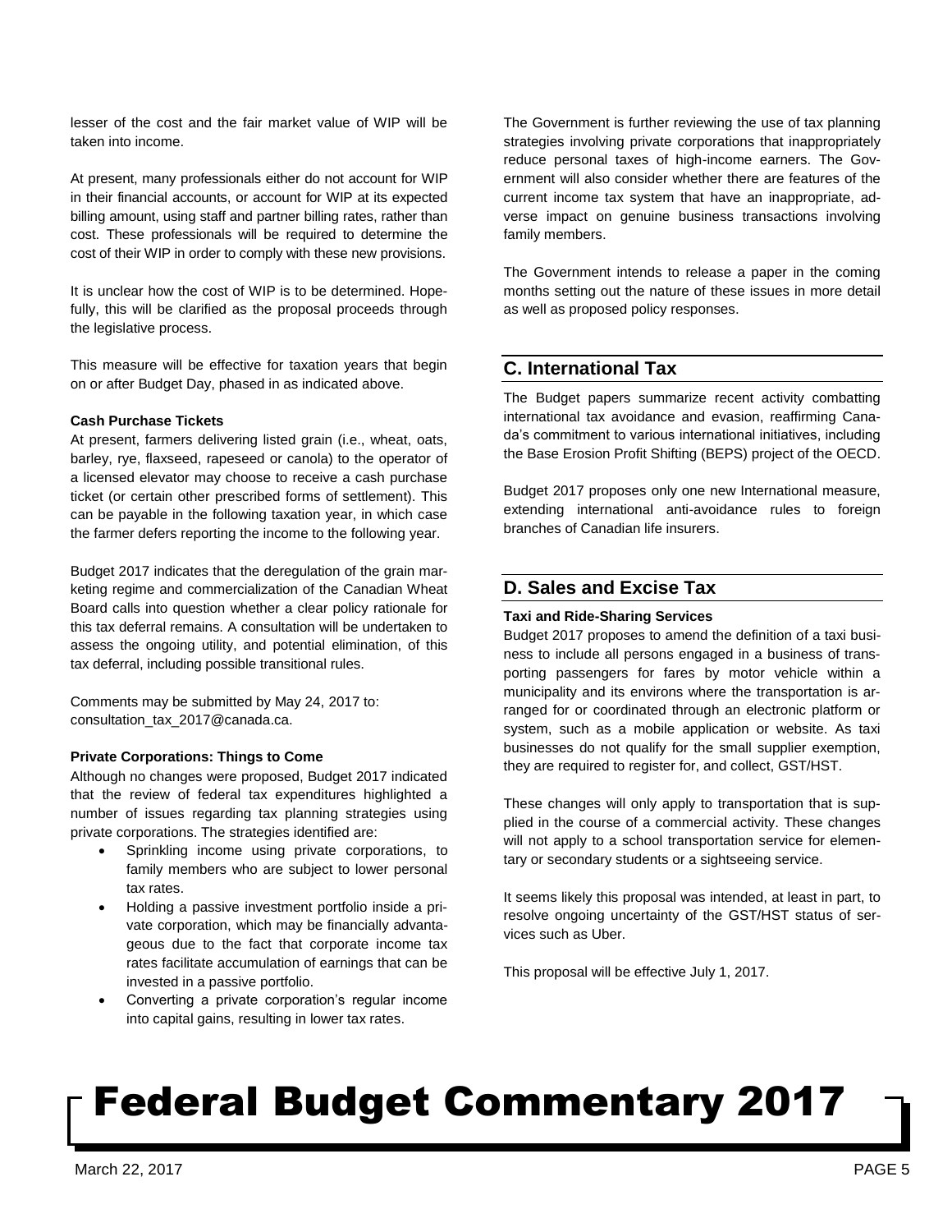lesser of the cost and the fair market value of WIP will be taken into income.

At present, many professionals either do not account for WIP in their financial accounts, or account for WIP at its expected billing amount, using staff and partner billing rates, rather than cost. These professionals will be required to determine the cost of their WIP in order to comply with these new provisions.

It is unclear how the cost of WIP is to be determined. Hopefully, this will be clarified as the proposal proceeds through the legislative process.

This measure will be effective for taxation years that begin on or after Budget Day, phased in as indicated above.

**Cash Purchase Tickets**

At present, farmers delivering listed grain (i.e., wheat, oats, barley, rye, flaxseed, rapeseed or canola) to the operator of a licensed elevator may choose to receive a cash purchase ticket (or certain other prescribed forms of settlement). This can be payable in the following taxation year, in which case the farmer defers reporting the income to the following year.

Budget 2017 indicates that the deregulation of the grain marketing regime and commercialization of the Canadian Wheat Board calls into question whether a clear policy rationale for this tax deferral remains. A consultation will be undertaken to assess the ongoing utility, and potential elimination, of this tax deferral, including possible transitional rules.

Comments may be submitted by May 24, 2017 to: consultation_tax_2017@canada.ca.

**Private Corporations: Things to Come**

Although no changes were proposed, Budget 2017 indicated that the review of federal tax expenditures highlighted a number of issues regarding tax planning strategies using private corporations. The strategies identified are:

- Sprinkling income using private corporations, to family members who are subject to lower personal tax rates.
- Holding a passive investment portfolio inside a private corporation, which may be financially advantageous due to the fact that corporate income tax rates facilitate accumulation of earnings that can be invested in a passive portfolio.
- Converting a private corporation's regular income into capital gains, resulting in lower tax rates.

The Government is further reviewing the use of tax planning strategies involving private corporations that inappropriately reduce personal taxes of high-income earners. The Government will also consider whether there are features of the current income tax system that have an inappropriate, adverse impact on genuine business transactions involving family members.

The Government intends to release a paper in the coming months setting out the nature of these issues in more detail as well as proposed policy responses.

## C. International Tax

The Budget papers summarize recent activity combatting international tax avoidance and evasion, reaffirming Canada's commitment to various international initiatives, including the Base Erosion Profit Shifting (BEPS) project of the OECD.

Budget 2017 proposes only one new International measure, extending international anti-avoidance rules to foreign branches of Canadian life insurers.

## D. Sales and Excise Tax

**Taxi and Ride-Sharing Services**

Budget 2017 proposes to amend the definition of a taxi business to include all persons engaged in a business of transporting passengers for fares by motor vehicle within a municipality and its environs where the transportation is arranged for or coordinated through an electronic platform or system, such as a mobile application or website. As taxi businesses do not qualify for the small supplier exemption, they are required to register for, and collect, GST/HST.

These changes will only apply to transportation that is supplied in the course of a commercial activity. These changes will not apply to a school transportation service for elementary or secondary students or a sightseeing service.

It seems likely this proposal was intended, at least in part, to resolve ongoing uncertainty of the GST/HST status of services such as Uber.

This proposal will be effective July 1, 2017.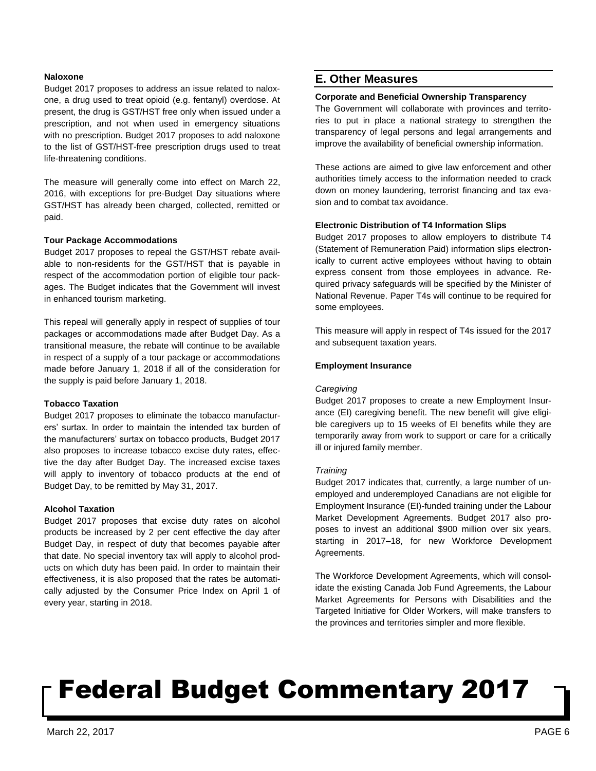#### Naloxone

Budget 2017 proposes to address an issue related to naloxone, a drug used to treat opioid (e.g. fentanyl) overdose. At present, the drug is GST/HST free only when issued under a prescription, and not when used in emergency situations with no prescription. Budget 2017 proposes to add naloxone to the list of GST/HST-free prescription drugs used to treat life-threatening conditions.

The measure will generally come into effect on March 22, 2016, with exceptions for pre-Budget Day situations where GST/HST has already been charged, collected, remitted or paid.

#### Tour Package Accommodations

Budget 2017 proposes to repeal the GST/HST rebate available to non-residents for the GST/HST that is payable in respect of the accommodation portion of eligible tour packages. The Budget indicates that the Government will invest in enhanced tourism marketing.

This repeal will generally apply in respect of supplies of tour packages or accommodations made after Budget Day. As a transitional measure, the rebate will continue to be available in respect of a supply of a tour package or accommodations made before January 1, 2018 if all of the consideration for the supply is paid before January 1, 2018.

#### Tobacco Taxation

Budget 2017 proposes to eliminate the tobacco manufacturers' surtax. In order to maintain the intended tax burden of the manufacturers' surtax on tobacco products, Budget 2017 also proposes to increase tobacco excise duty rates, effective the day after Budget Day. The increased excise taxes will apply to inventory of tobacco products at the end of Budget Day, to be remitted by May 31, 2017.

#### Alcohol Taxation

Budget 2017 proposes that excise duty rates on alcohol products be increased by 2 per cent effective the day after Budget Day, in respect of duty that becomes payable after that date. No special inventory tax will apply to alcohol products on which duty has been paid. In order to maintain their effectiveness, it is also proposed that the rates be automatically adjusted by the Consumer Price Index on April 1 of every year, starting in 2018.

## E. Other Measures

#### Corporate and Beneficial Ownership Transparency

The Government will collaborate with provinces and territories to put in place a national strategy to strengthen the transparency of legal persons and legal arrangements and improve the availability of beneficial ownership information.

These actions are aimed to give law enforcement and other authorities timely access to the information needed to crack down on money laundering, terrorist financing and tax evasion and to combat tax avoidance.

#### Electronic Distribution of T4 Information Slips

Budget 2017 proposes to allow employers to distribute T4 (Statement of Remuneration Paid) information slips electronically to current active employees without having to obtain express consent from those employees in advance. Required privacy safeguards will be specified by the Minister of National Revenue. Paper T4s will continue to be required for some employees.

This measure will apply in respect of T4s issued for the 2017 and subsequent taxation years.

#### Employment Insurance

*Caregiving*

Budget 2017 proposes to create a new Employment Insurance (EI) caregiving benefit. The new benefit will give eligible caregivers up to 15 weeks of EI benefits while they are temporarily away from work to support or care for a critically ill or injured family member.

*Training*

Budget 2017 indicates that, currently, a large number of unemployed and underemployed Canadians are not eligible for Employment Insurance (EI)-funded training under the Labour Market Development Agreements. Budget 2017 also proposes to invest an additional $900 million over six years, starting in 2017–18, for new Workforce Development Agreements.

The Workforce Development Agreements, which will consolidate the existing Canada Job Fund Agreements, the Labour Market Agreements for Persons with Disabilities and the Targeted Initiative for Older Workers, will make transfers to the provinces and territories simpler and more flexible.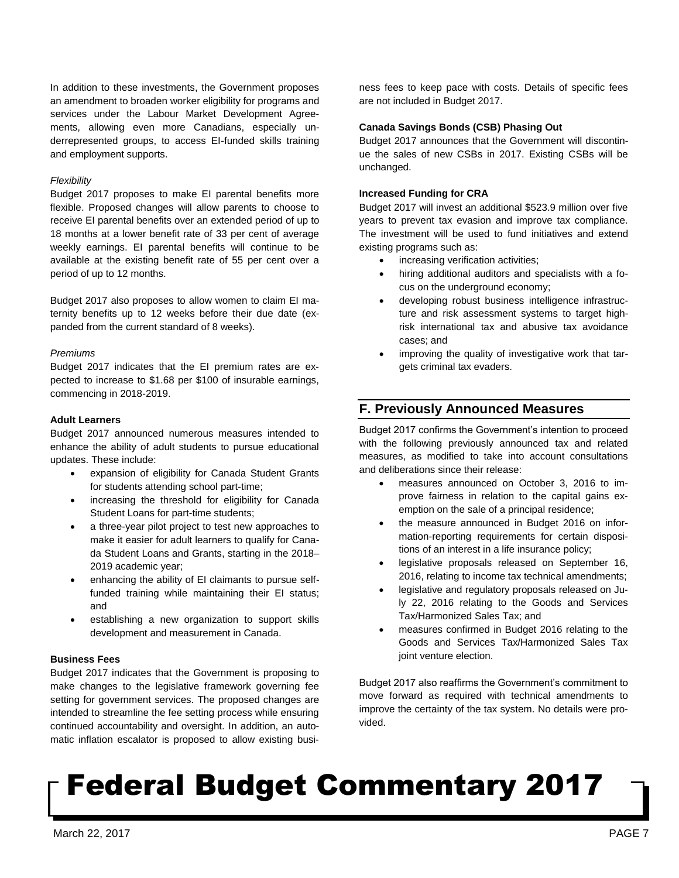In addition to these investments, the Government proposes an amendment to broaden worker eligibility for programs and services under the Labour Market Development Agreements, allowing even more Canadians, especially underrepresented groups, to access EI-funded skills training and employment supports.

*Flexibility*

Budget 2017 proposes to make EI parental benefits more flexible. Proposed changes will allow parents to choose to receive EI parental benefits over an extended period of up to 18 months at a lower benefit rate of 33 per cent of average weekly earnings. EI parental benefits will continue to be available at the existing benefit rate of 55 per cent over a period of up to 12 months.

Budget 2017 also proposes to allow women to claim EI maternity benefits up to 12 weeks before their due date (expanded from the current standard of 8 weeks).

*Premiums*

Budget 2017 indicates that the EI premium rates are expected to increase to $1.68 per $100 of insurable earnings, commencing in 2018-2019.

**Adult Learners**

Budget 2017 announced numerous measures intended to enhance the ability of adult students to pursue educational updates. These include:

- expansion of eligibility for Canada Student Grants for students attending school part-time;
- increasing the threshold for eligibility for Canada Student Loans for part-time students;
- a three-year pilot project to test new approaches to make it easier for adult learners to qualify for Canada Student Loans and Grants, starting in the 2018–2019 academic year;
- enhancing the ability of EI claimants to pursue self-funded training while maintaining their EI status; and
- establishing a new organization to support skills development and measurement in Canada.

**Business Fees**

Budget 2017 indicates that the Government is proposing to make changes to the legislative framework governing fee setting for government services. The proposed changes are intended to streamline the fee setting process while ensuring continued accountability and oversight. In addition, an automatic inflation escalator is proposed to allow existing business fees to keep pace with costs. Details of specific fees are not included in Budget 2017.

**Canada Savings Bonds (CSB) Phasing Out**

Budget 2017 announces that the Government will discontinue the sales of new CSBs in 2017. Existing CSBs will be unchanged.

**Increased Funding for CRA**

Budget 2017 will invest an additional $523.9 million over five years to prevent tax evasion and improve tax compliance. The investment will be used to fund initiatives and extend existing programs such as:

- increasing verification activities;
- hiring additional auditors and specialists with a focus on the underground economy;
- developing robust business intelligence infrastructure and risk assessment systems to target high-risk international tax and abusive tax avoidance cases; and
- improving the quality of investigative work that targets criminal tax evaders.

## F. Previously Announced Measures

Budget 2017 confirms the Government's intention to proceed with the following previously announced tax and related measures, as modified to take into account consultations and deliberations since their release:

- measures announced on October 3, 2016 to improve fairness in relation to the capital gains exemption on the sale of a principal residence;
- the measure announced in Budget 2016 on information-reporting requirements for certain dispositions of an interest in a life insurance policy;
- legislative proposals released on September 16, 2016, relating to income tax technical amendments;
- legislative and regulatory proposals released on July 22, 2016 relating to the Goods and Services Tax/Harmonized Sales Tax; and
- measures confirmed in Budget 2016 relating to the Goods and Services Tax/Harmonized Sales Tax joint venture election.

Budget 2017 also reaffirms the Government's commitment to move forward as required with technical amendments to improve the certainty of the tax system. No details were provided.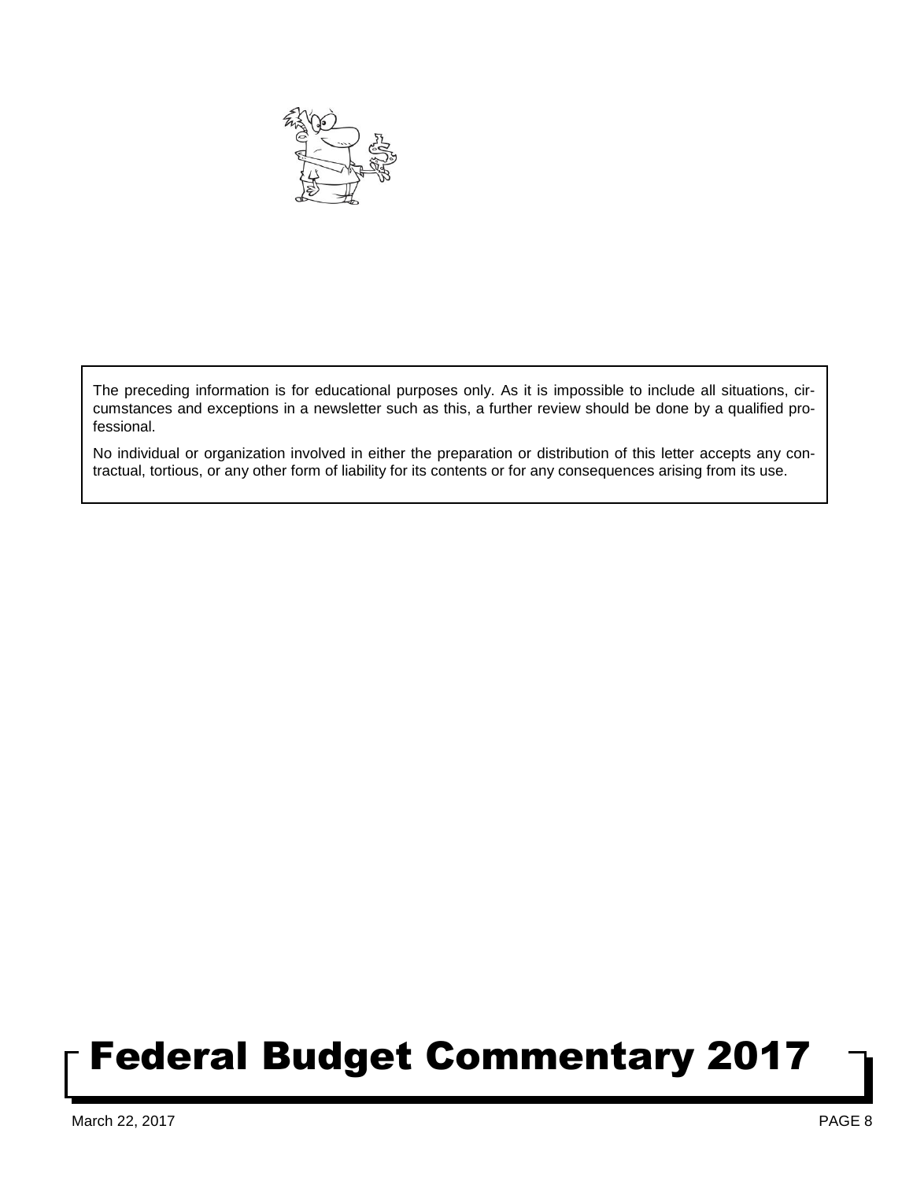The preceding information is for educational purposes only. As it is impossible to include all situations, circumstances and exceptions in a newsletter such as this, a further review should be done by a qualified professional.

No individual or organization involved in either the preparation or distribution of this letter accepts any contractual, tortious, or any other form of liability for its contents or for any consequences arising from its use.